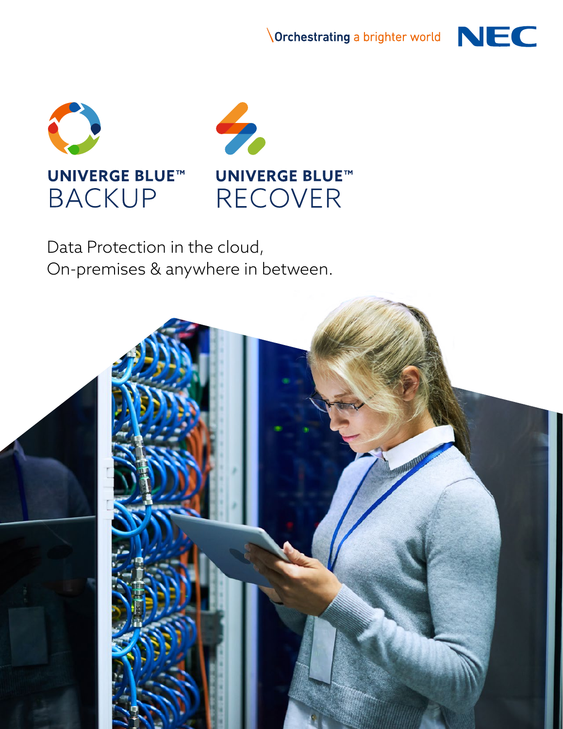Orchestrating a brighter world

NEC

# UNIVERGE BLUE™ BACKUP

# UNIVERGE BLUE™ RECOVER

Data Protection in the cloud,
On-premises & anywhere in between.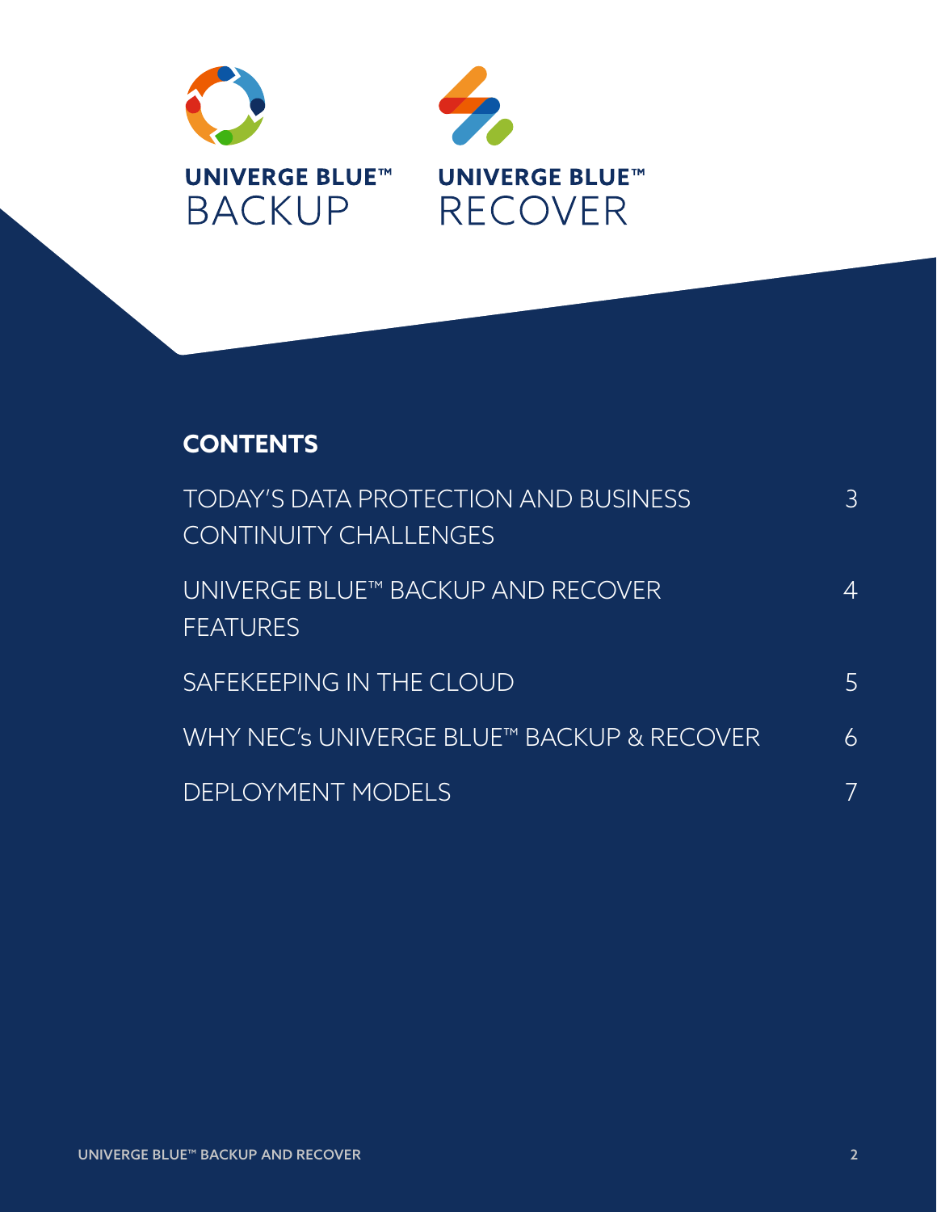UNIVERGE BLUE™ BACKUP

UNIVERGE BLUE™ RECOVER

## CONTENTS

| | |
|---|---|
| TODAY'S DATA PROTECTION AND BUSINESS CONTINUITY CHALLENGES | 3 |
| UNIVERGE BLUE™ BACKUP AND RECOVER FEATURES | 4 |
| SAFEKEEPING IN THE CLOUD | 5 |
| WHY NEC's UNIVERGE BLUE™ BACKUP & RECOVER | 6 |
| DEPLOYMENT MODELS | 7 |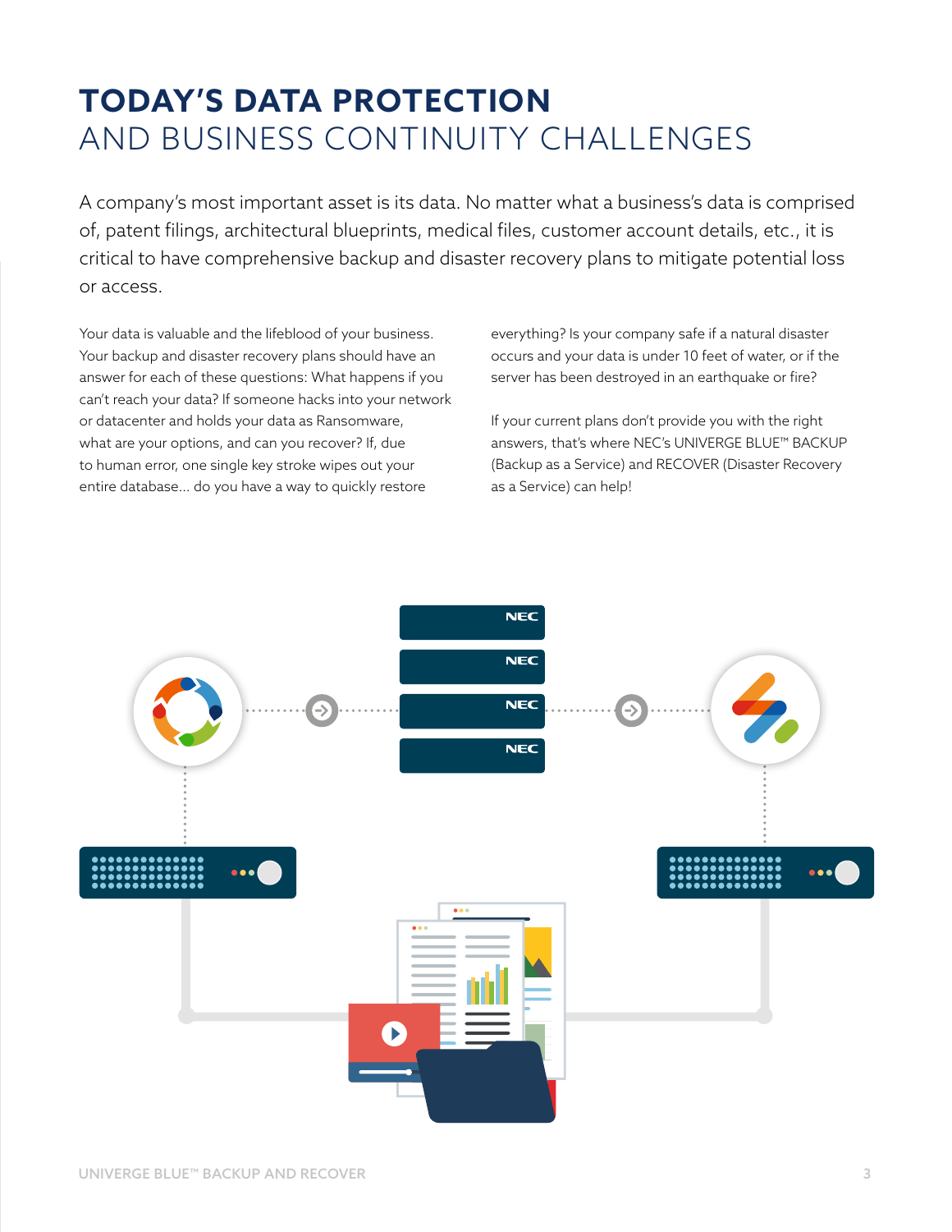# TODAY'S DATA PROTECTION AND BUSINESS CONTINUITY CHALLENGES

A company's most important asset is its data. No matter what a business's data is comprised of, patent filings, architectural blueprints, medical files, customer account details, etc., it is critical to have comprehensive backup and disaster recovery plans to mitigate potential loss or access.

Your data is valuable and the lifeblood of your business. Your backup and disaster recovery plans should have an answer for each of these questions: What happens if you can't reach your data? If someone hacks into your network or datacenter and holds your data as Ransomware, what are your options, and can you recover? If, due to human error, one single key stroke wipes out your entire database... do you have a way to quickly restore everything? Is your company safe if a natural disaster occurs and your data is under 10 feet of water, or if the server has been destroyed in an earthquake or fire?

If your current plans don't provide you with the right answers, that's where NEC's UNIVERGE BLUE™ BACKUP (Backup as a Service) and RECOVER (Disaster Recovery as a Service) can help!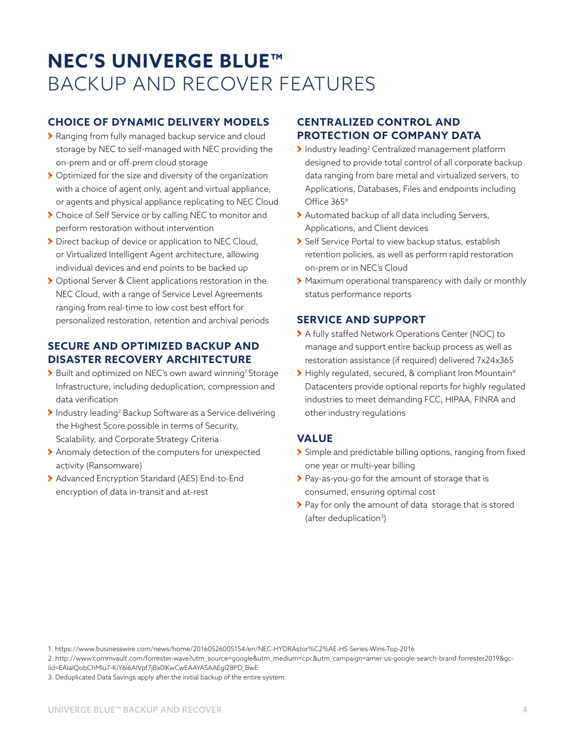# NEC'S UNIVERGE BLUE™ BACKUP AND RECOVER FEATURES

## CHOICE OF DYNAMIC DELIVERY MODELS

- Ranging from fully managed backup service and cloud storage by NEC to self-managed with NEC providing the on-prem and or off-prem cloud storage
- Optimized for the size and diversity of the organization with a choice of agent only, agent and virtual appliance, or agents and physical appliance replicating to NEC Cloud
- Choice of Self Service or by calling NEC to monitor and perform restoration without intervention
- Direct backup of device or application to NEC Cloud, or Virtualized Intelligent Agent architecture, allowing individual devices and end points to be backed up
- Optional Server & Client applications restoration in the NEC Cloud, with a range of Service Level Agreements ranging from real-time to low cost best effort for personalized restoration, retention and archival periods

## SECURE AND OPTIMIZED BACKUP AND DISASTER RECOVERY ARCHITECTURE

- Built and optimized on NEC's own award winning[1] Storage Infrastructure, including deduplication, compression and data verification
- Industry leading[2] Backup Software as a Service delivering the Highest Score possible in terms of Security, Scalability, and Corporate Strategy Criteria
- Anomaly detection of the computers for unexpected activity (Ransomware)
- Advanced Encryption Standard (AES) End-to-End encryption of data in-transit and at-rest

## CENTRALIZED CONTROL AND PROTECTION OF COMPANY DATA

- Industry leading[2] Centralized management platform designed to provide total control of all corporate backup data ranging from bare metal and virtualized servers, to Applications, Databases, Files and endpoints including Office 365®
- Automated backup of all data including Servers, Applications, and Client devices
- Self Service Portal to view backup status, establish retention policies, as well as perform rapid restoration on-prem or in NEC's Cloud
- Maximum operational transparency with daily or monthly status performance reports

## SERVICE AND SUPPORT

- A fully staffed Network Operations Center (NOC) to manage and support entire backup process as well as restoration assistance (if required) delivered 7x24x365
- Highly regulated, secured, & compliant Iron Mountain® Datacenters provide optional reports for highly regulated industries to meet demanding FCC, HIPAA, FINRA and other industry regulations

## VALUE

- Simple and predictable billing options, ranging from fixed one year or multi-year billing
- Pay-as-you-go for the amount of storage that is consumed, ensuring optimal cost
- Pay for only the amount of data storage that is stored (after deduplication[3])

1. https://www.businesswire.com/news/home/20160526005154/en/NEC-HYDRAstor%C2%AE-HS-Series-Wins-Top-2016
2. http://www.commvault.com/forrester-wave?utm_source=google&utm_medium=cpc&utm_campaign=amer-us-google-search-brand-forrester2019&gc-lid=EAIaIQobChMIu7-KiY6i6AIVpf7jBx0IKwCwEAAYASAAEgI28PD_BwE
3. Deduplicated Data Savings apply after the initial backup of the entire system.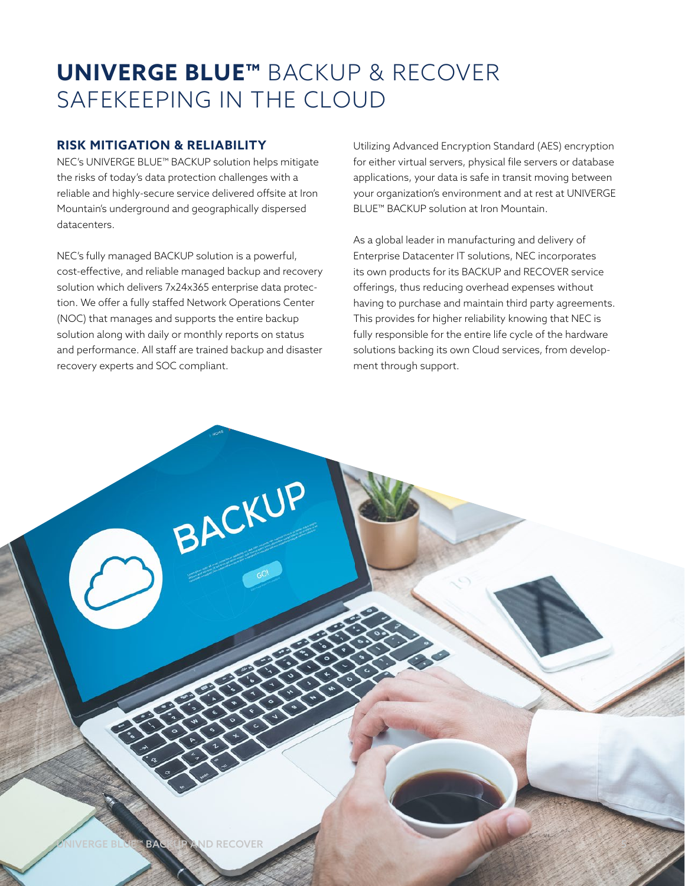# **UNIVERGE BLUE™** BACKUP & RECOVER SAFEKEEPING IN THE CLOUD

## RISK MITIGATION & RELIABILITY

NEC's UNIVERGE BLUE™ BACKUP solution helps mitigate the risks of today's data protection challenges with a reliable and highly-secure service delivered offsite at Iron Mountain's underground and geographically dispersed datacenters.

NEC's fully managed BACKUP solution is a powerful, cost-effective, and reliable managed backup and recovery solution which delivers 7x24x365 enterprise data protection. We offer a fully staffed Network Operations Center (NOC) that manages and supports the entire backup solution along with daily or monthly reports on status and performance. All staff are trained backup and disaster recovery experts and SOC compliant.

Utilizing Advanced Encryption Standard (AES) encryption for either virtual servers, physical file servers or database applications, your data is safe in transit moving between your organization's environment and at rest at UNIVERGE BLUE™ BACKUP solution at Iron Mountain.

As a global leader in manufacturing and delivery of Enterprise Datacenter IT solutions, NEC incorporates its own products for its BACKUP and RECOVER service offerings, thus reducing overhead expenses without having to purchase and maintain third party agreements. This provides for higher reliability knowing that NEC is fully responsible for the entire life cycle of the hardware solutions backing its own Cloud services, from development through support.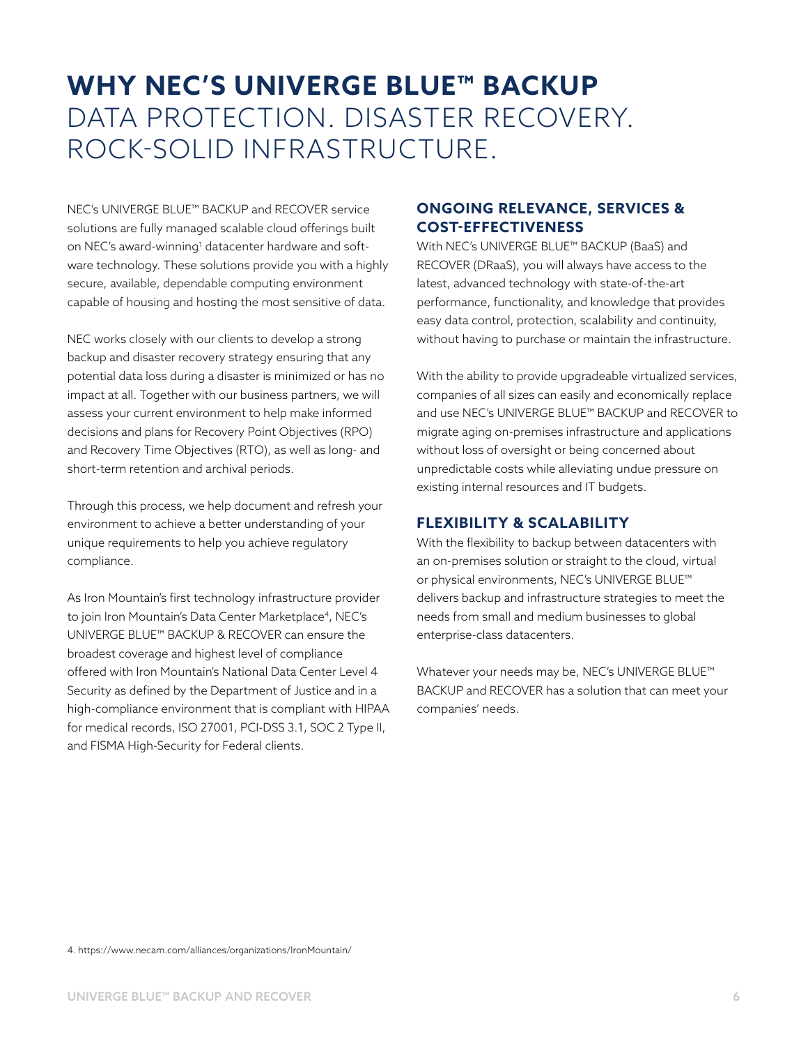# WHY NEC'S UNIVERGE BLUE™ BACKUP

DATA PROTECTION. DISASTER RECOVERY. ROCK-SOLID INFRASTRUCTURE.

NEC's UNIVERGE BLUE™ BACKUP and RECOVER service solutions are fully managed scalable cloud offerings built on NEC's award-winning[1] datacenter hardware and software technology. These solutions provide you with a highly secure, available, dependable computing environment capable of housing and hosting the most sensitive of data.

NEC works closely with our clients to develop a strong backup and disaster recovery strategy ensuring that any potential data loss during a disaster is minimized or has no impact at all. Together with our business partners, we will assess your current environment to help make informed decisions and plans for Recovery Point Objectives (RPO) and Recovery Time Objectives (RTO), as well as long- and short-term retention and archival periods.

Through this process, we help document and refresh your environment to achieve a better understanding of your unique requirements to help you achieve regulatory compliance.

As Iron Mountain's first technology infrastructure provider to join Iron Mountain's Data Center Marketplace[4], NEC's UNIVERGE BLUE™ BACKUP & RECOVER can ensure the broadest coverage and highest level of compliance offered with Iron Mountain's National Data Center Level 4 Security as defined by the Department of Justice and in a high-compliance environment that is compliant with HIPAA for medical records, ISO 27001, PCI-DSS 3.1, SOC 2 Type II, and FISMA High-Security for Federal clients.

## ONGOING RELEVANCE, SERVICES & COST-EFFECTIVENESS

With NEC's UNIVERGE BLUE™ BACKUP (BaaS) and RECOVER (DRaaS), you will always have access to the latest, advanced technology with state-of-the-art performance, functionality, and knowledge that provides easy data control, protection, scalability and continuity, without having to purchase or maintain the infrastructure.

With the ability to provide upgradeable virtualized services, companies of all sizes can easily and economically replace and use NEC's UNIVERGE BLUE™ BACKUP and RECOVER to migrate aging on-premises infrastructure and applications without loss of oversight or being concerned about unpredictable costs while alleviating undue pressure on existing internal resources and IT budgets.

## FLEXIBILITY & SCALABILITY

With the flexibility to backup between datacenters with an on-premises solution or straight to the cloud, virtual or physical environments, NEC's UNIVERGE BLUE™ delivers backup and infrastructure strategies to meet the needs from small and medium businesses to global enterprise-class datacenters.

Whatever your needs may be, NEC's UNIVERGE BLUE™ BACKUP and RECOVER has a solution that can meet your companies' needs.

4. https://www.necam.com/alliances/organizations/IronMountain/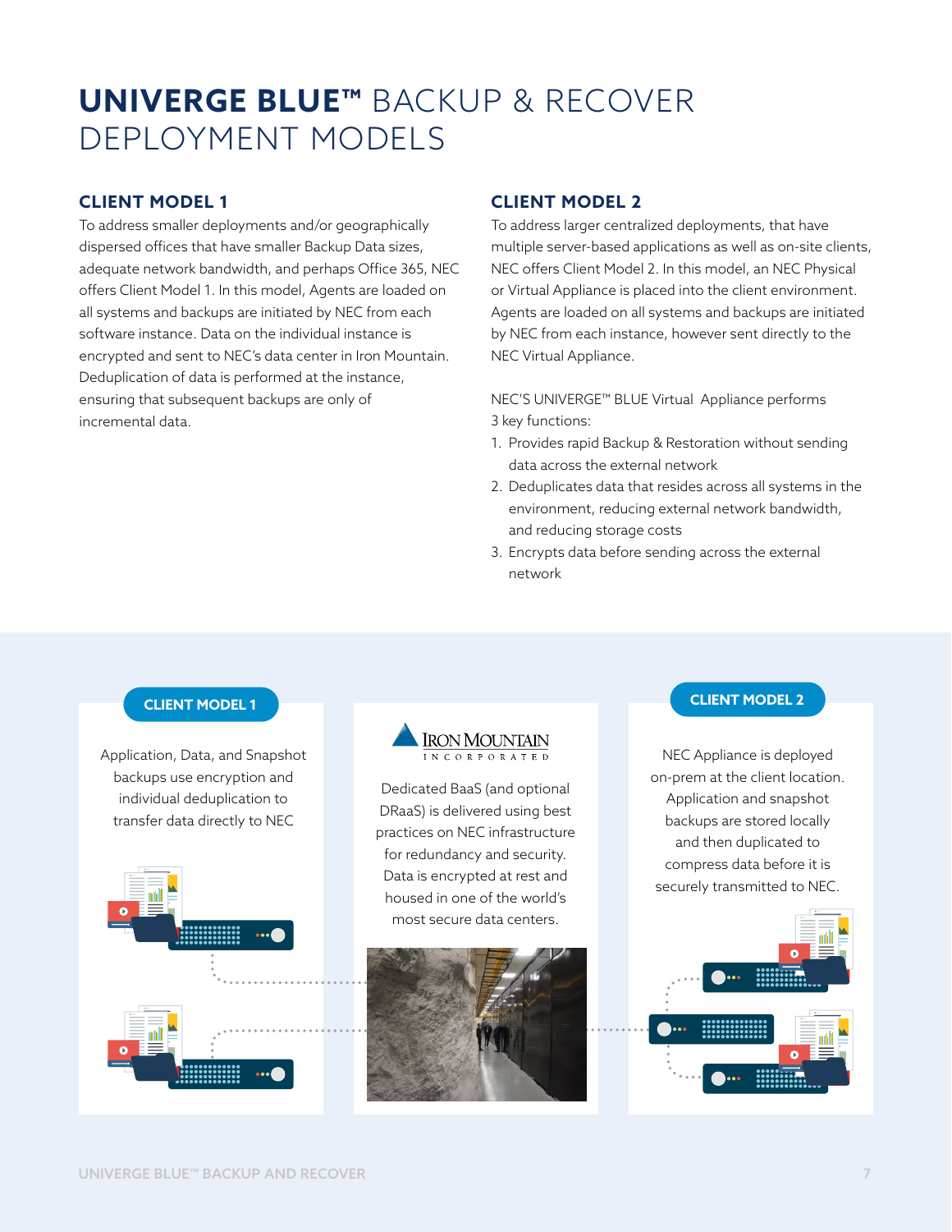# UNIVERGE BLUE™ BACKUP & RECOVER DEPLOYMENT MODELS

### CLIENT MODEL 1

To address smaller deployments and/or geographically dispersed offices that have smaller Backup Data sizes, adequate network bandwidth, and perhaps Office 365, NEC offers Client Model 1. In this model, Agents are loaded on all systems and backups are initiated by NEC from each software instance. Data on the individual instance is encrypted and sent to NEC's data center in Iron Mountain. Deduplication of data is performed at the instance, ensuring that subsequent backups are only of incremental data.

### CLIENT MODEL 2

To address larger centralized deployments, that have multiple server-based applications as well as on-site clients, NEC offers Client Model 2. In this model, an NEC Physical or Virtual Appliance is placed into the client environment. Agents are loaded on all systems and backups are initiated by NEC from each instance, however sent directly to the NEC Virtual Appliance.

NEC'S UNIVERGE™ BLUE Virtual Appliance performs 3 key functions:

1. Provides rapid Backup & Restoration without sending data across the external network
2. Deduplicates data that resides across all systems in the environment, reducing external network bandwidth, and reducing storage costs
3. Encrypts data before sending across the external network

**CLIENT MODEL 1**

Application, Data, and Snapshot backups use encryption and individual deduplication to transfer data directly to NEC

**IRON MOUNTAIN INCORPORATED**

Dedicated BaaS (and optional DRaaS) is delivered using best practices on NEC infrastructure for redundancy and security. Data is encrypted at rest and housed in one of the world's most secure data centers.

**CLIENT MODEL 2**

NEC Appliance is deployed on-prem at the client location. Application and snapshot backups are stored locally and then duplicated to compress data before it is securely transmitted to NEC.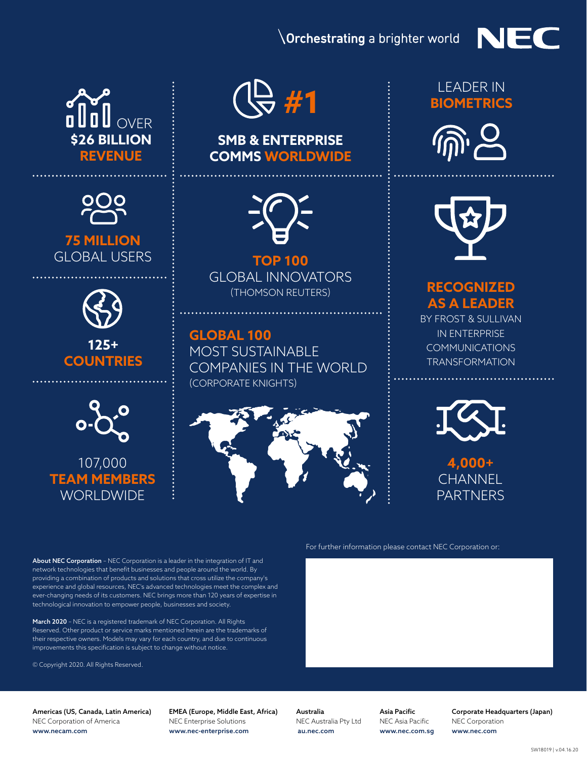\Orchestrating a brighter world

NEC

OVER **$26 BILLION REVENUE**

**#1 SMB & ENTERPRISE COMMS WORLDWIDE**

LEADER IN **BIOMETRICS**

**75 MILLION** GLOBAL USERS

**TOP 100** GLOBAL INNOVATORS (THOMSON REUTERS)

**RECOGNIZED AS A LEADER** BY FROST & SULLIVAN IN ENTERPRISE COMMUNICATIONS TRANSFORMATION

**125+ COUNTRIES**

**GLOBAL 100** MOST SUSTAINABLE COMPANIES IN THE WORLD (CORPORATE KNIGHTS)

107,000 **TEAM MEMBERS** WORLDWIDE

**4,000+** CHANNEL PARTNERS

**About NEC Corporation** – NEC Corporation is a leader in the integration of IT and network technologies that benefit businesses and people around the world. By providing a combination of products and solutions that cross utilize the company's experience and global resources, NEC's advanced technologies meet the complex and ever-changing needs of its customers. NEC brings more than 120 years of expertise in technological innovation to empower people, businesses and society.

**March 2020** – NEC is a registered trademark of NEC Corporation. All Rights Reserved. Other product or service marks mentioned herein are the trademarks of their respective owners. Models may vary for each country, and due to continuous improvements this specification is subject to change without notice.

© Copyright 2020. All Rights Reserved.

For further information please contact NEC Corporation or:

**Americas (US, Canada, Latin America)**
NEC Corporation of America
**www.necam.com**

**EMEA (Europe, Middle East, Africa)**
NEC Enterprise Solutions
**www.nec-enterprise.com**

**Australia**
NEC Australia Pty Ltd
**au.nec.com**

**Asia Pacific**
NEC Asia Pacific
**www.nec.com.sg**

**Corporate Headquarters (Japan)**
NEC Corporation
**www.nec.com**

SW18019 | v.04.16.20